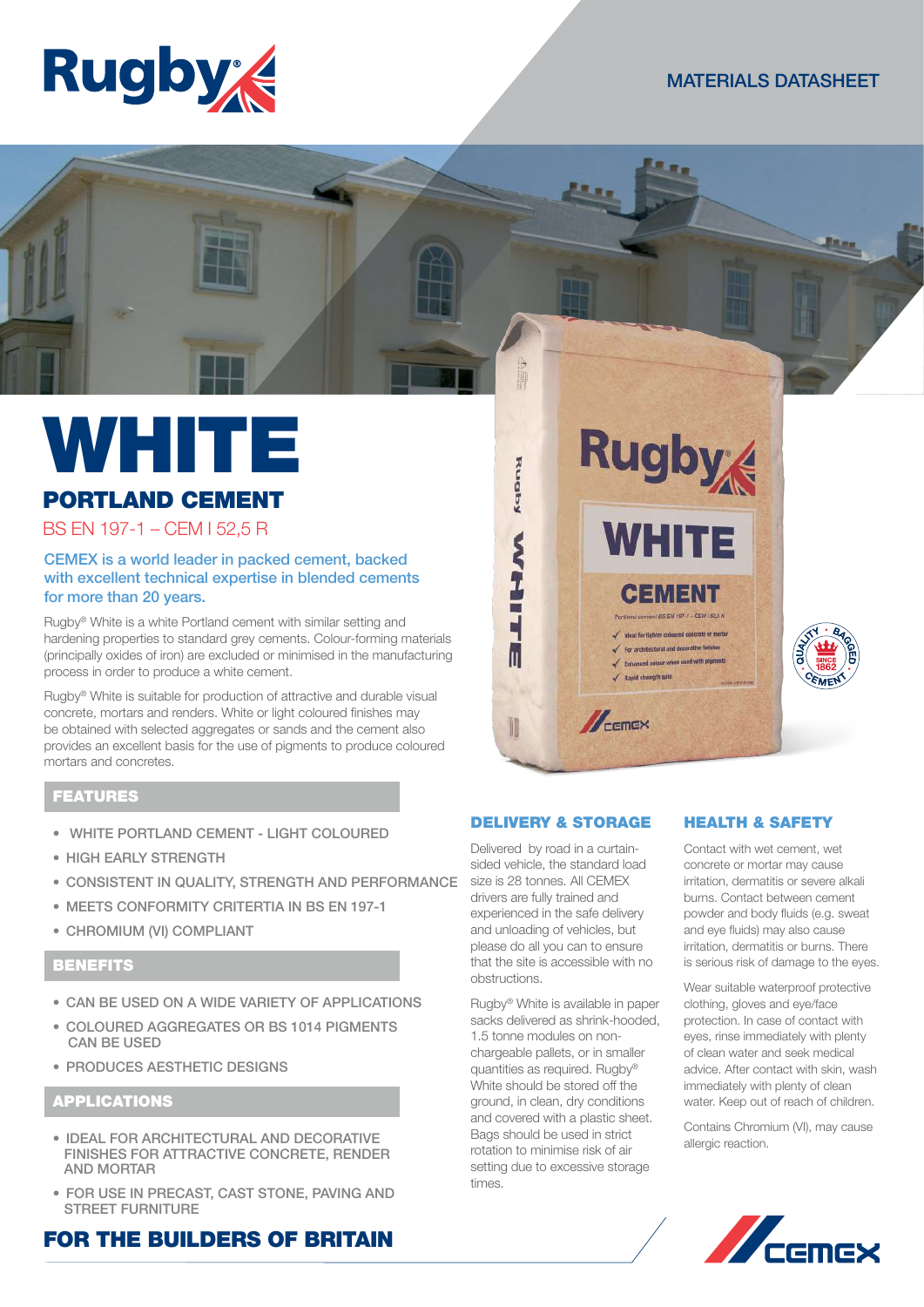MATERIALS DATASHEET

# WHITE

## PORTLAND CEMENT

BS EN 197-1 – CEM I 52,5 R

**CEMEX is a world leader in packed cement, backed with excellent technical expertise in blended cements for more than 20 years.**

Rugby® White is a white Portland cement with similar setting and hardening properties to standard grey cements. Colour-forming materials (principally oxides of iron) are excluded or minimised in the manufacturing process in order to produce a white cement.

Rugby® White is suitable for production of attractive and durable visual concrete, mortars and renders. White or light coloured finishes may be obtained with selected aggregates or sands and the cement also provides an excellent basis for the use of pigments to produce coloured mortars and concretes.

### FEATURES

- WHITE PORTLAND CEMENT - LIGHT COLOURED
- HIGH EARLY STRENGTH
- CONSISTENT IN QUALITY, STRENGTH AND PERFORMANCE
- MEETS CONFORMITY CRITERTIA IN BS EN 197-1
- CHROMIUM (VI) COMPLIANT

### BENEFITS

- CAN BE USED ON A WIDE VARIETY OF APPLICATIONS
- COLOURED AGGREGATES OR BS 1014 PIGMENTS CAN BE USED
- PRODUCES AESTHETIC DESIGNS

### APPLICATIONS

- IDEAL FOR ARCHITECTURAL AND DECORATIVE FINISHES FOR ATTRACTIVE CONCRETE, RENDER AND MORTAR
- FOR USE IN PRECAST, CAST STONE, PAVING AND STREET FURNITURE

### DELIVERY & STORAGE

Delivered by road in a curtain-sided vehicle, the standard load size is 28 tonnes. All CEMEX drivers are fully trained and experienced in the safe delivery and unloading of vehicles, but please do all you can to ensure that the site is accessible with no obstructions.

Rugby® White is available in paper sacks delivered as shrink-hooded, 1.5 tonne modules on non-chargeable pallets, or in smaller quantities as required. Rugby® White should be stored off the ground, in clean, dry conditions and covered with a plastic sheet. Bags should be used in strict rotation to minimise risk of air setting due to excessive storage times.

### HEALTH & SAFETY

Contact with wet cement, wet concrete or mortar may cause irritation, dermatitis or severe alkali burns. Contact between cement powder and body fluids (e.g. sweat and eye fluids) may also cause irritation, dermatitis or burns. There is serious risk of damage to the eyes.

Wear suitable waterproof protective clothing, gloves and eye/face protection. In case of contact with eyes, rinse immediately with plenty of clean water and seek medical advice. After contact with skin, wash immediately with plenty of clean water. Keep out of reach of children.

Contains Chromium (VI), may cause allergic reaction.

**FOR THE BUILDERS OF BRITAIN**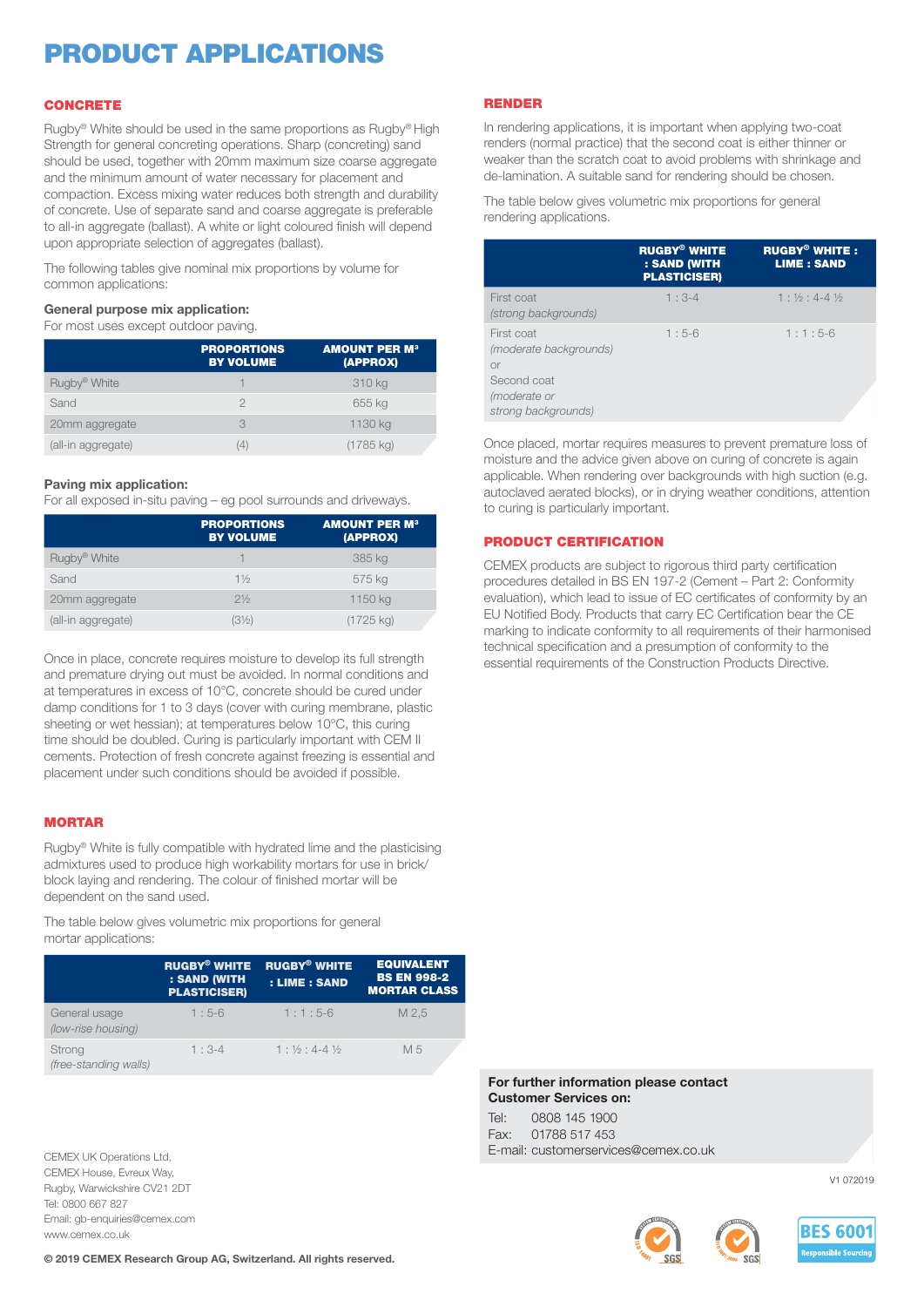# PRODUCT APPLICATIONS

## CONCRETE

Rugby® White should be used in the same proportions as Rugby® High Strength for general concreting operations. Sharp (concreting) sand should be used, together with 20mm maximum size coarse aggregate and the minimum amount of water necessary for placement and compaction. Excess mixing water reduces both strength and durability of concrete. Use of separate sand and coarse aggregate is preferable to all-in aggregate (ballast). A white or light coloured finish will depend upon appropriate selection of aggregates (ballast).

The following tables give nominal mix proportions by volume for common applications:

**General purpose mix application:**
For most uses except outdoor paving.

| | PROPORTIONS BY VOLUME | AMOUNT PER M³ (APPROX) |
|---|---|---|
| Rugby® White | 1 | 310 kg |
| Sand | 2 | 655 kg |
| 20mm aggregate | 3 | 1130 kg |
| (all-in aggregate) | (4) | (1785 kg) |

**Paving mix application:**
For all exposed in-situ paving – eg pool surrounds and driveways.

| | PROPORTIONS BY VOLUME | AMOUNT PER M³ (APPROX) |
|---|---|---|
| Rugby® White | 1 | 385 kg |
| Sand | 1½ | 575 kg |
| 20mm aggregate | 2½ | 1150 kg |
| (all-in aggregate) | (3½) | (1725 kg) |

Once in place, concrete requires moisture to develop its full strength and premature drying out must be avoided. In normal conditions and at temperatures in excess of 10°C, concrete should be cured under damp conditions for 1 to 3 days (cover with curing membrane, plastic sheeting or wet hessian); at temperatures below 10°C, this curing time should be doubled. Curing is particularly important with CEM II cements. Protection of fresh concrete against freezing is essential and placement under such conditions should be avoided if possible.

## MORTAR

Rugby® White is fully compatible with hydrated lime and the plasticising admixtures used to produce high workability mortars for use in brick/block laying and rendering. The colour of finished mortar will be dependent on the sand used.

The table below gives volumetric mix proportions for general mortar applications:

| | RUGBY® WHITE : SAND (WITH PLASTICISER) | RUGBY® WHITE : LIME : SAND | EQUIVALENT BS EN 998-2 MORTAR CLASS |
|---|---|---|---|
| General usage *(low-rise housing)* | 1 : 5-6 | 1 : 1 : 5-6 | M 2,5 |
| Strong *(free-standing walls)* | 1 : 3-4 | 1 : ½ : 4-4 ½ | M 5 |

## RENDER

In rendering applications, it is important when applying two-coat renders (normal practice) that the second coat is either thinner or weaker than the scratch coat to avoid problems with shrinkage and de-lamination. A suitable sand for rendering should be chosen.

The table below gives volumetric mix proportions for general rendering applications.

| | RUGBY® WHITE : SAND (WITH PLASTICISER) | RUGBY® WHITE : LIME : SAND |
|---|---|---|
| First coat *(strong backgrounds)* | 1 : 3-4 | 1 : ½ : 4-4 ½ |
| First coat *(moderate backgrounds)* or Second coat *(moderate or strong backgrounds)* | 1 : 5-6 | 1 : 1 : 5-6 |

Once placed, mortar requires measures to prevent premature loss of moisture and the advice given above on curing of concrete is again applicable. When rendering over backgrounds with high suction (e.g. autoclaved aerated blocks), or in drying weather conditions, attention to curing is particularly important.

## PRODUCT CERTIFICATION

CEMEX products are subject to rigorous third party certification procedures detailed in BS EN 197-2 (Cement – Part 2: Conformity evaluation), which lead to issue of EC certificates of conformity by an EU Notified Body. Products that carry EC Certification bear the CE marking to indicate conformity to all requirements of their harmonised technical specification and a presumption of conformity to the essential requirements of the Construction Products Directive.

**For further information please contact Customer Services on:**

Tel: 0808 145 1900
Fax: 01788 517 453
E-mail: customerservices@cemex.co.uk

CEMEX UK Operations Ltd,
CEMEX House, Evreux Way,
Rugby, Warwickshire CV21 2DT
Tel: 0800 667 827
Email: gb-enquiries@cemex.com
www.cemex.co.uk

V1 072019

**© 2019 CEMEX Research Group AG, Switzerland. All rights reserved.**